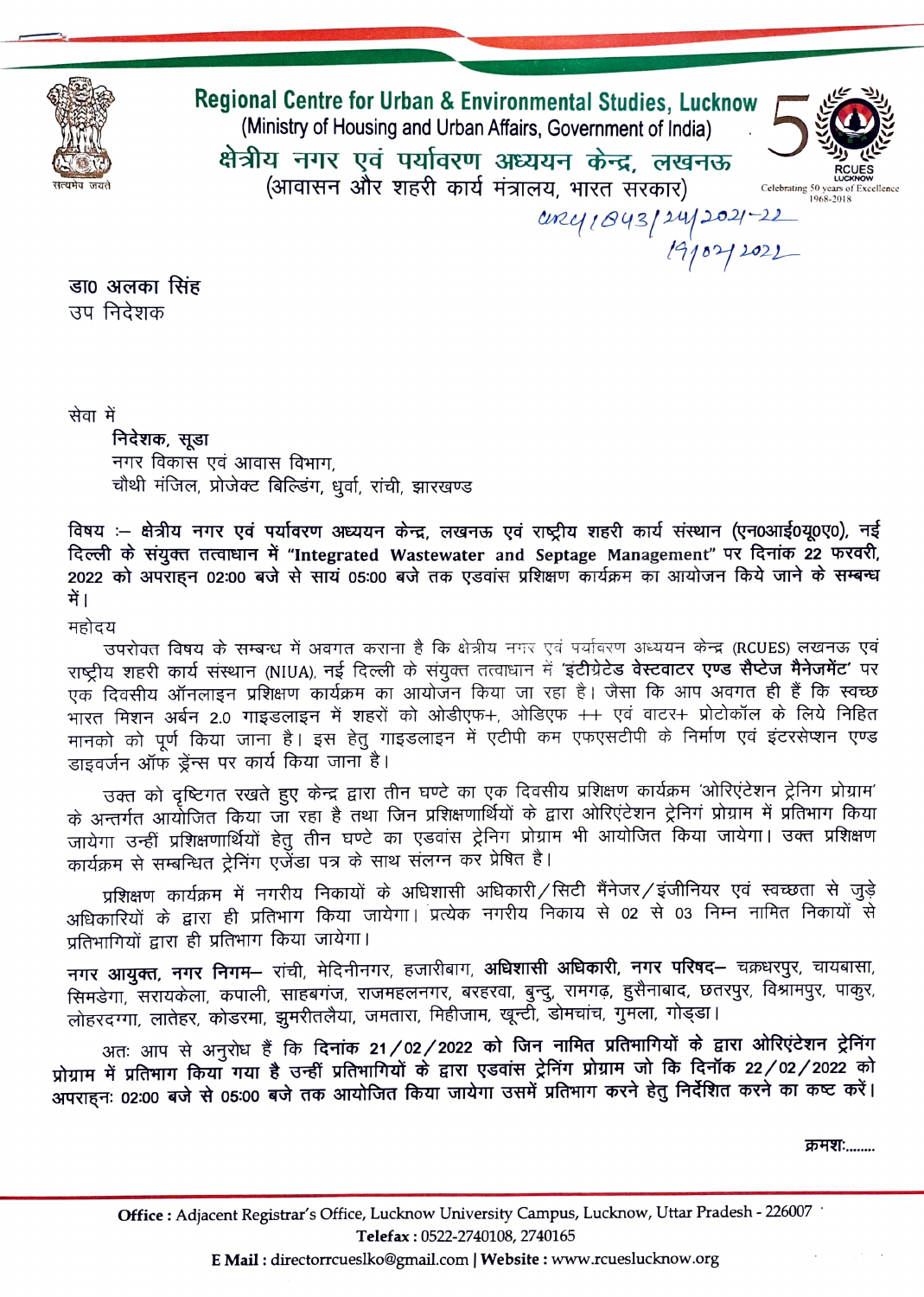# Regional Centre for Urban & Environmental Studies, Lucknow

(Ministry of Housing and Urban Affairs, Government of India)

## क्षेत्रीय नगर एवं पर्यावरण अध्ययन केन्द्र, लखनऊ

(आवासन और शहरी कार्य मंत्रालय, भारत सरकार)

RCUES LUCKNOW — Celebrating 50 years of Excellence 1968-2018

CR4/1843/24/2021-22
19/02/2022

डा0 अलका सिंह
उप निदेशक

सेवा में

**निदेशक, सूडा**
नगर विकास एवं आवास विभाग,
चौथी मंजिल, प्रोजेक्ट बिल्डिंग, धुर्वा, रांची, झारखण्ड

**विषय :– क्षेत्रीय नगर एवं पर्यावरण अध्ययन केन्द्र, लखनऊ एवं राष्ट्रीय शहरी कार्य संस्थान (एन0आई0यू0ए0), नई दिल्ली के संयुक्त तत्वाधान में "Integrated Wastewater and Septage Management" पर दिनांक 22 फरवरी, 2022 को अपराह्न 02:00 बजे से सायं 05:00 बजे तक एडवांस प्रशिक्षण कार्यक्रम का आयोजन किये जाने के सम्बन्ध में।**

महोदय

उपरोक्त विषय के सम्बन्ध में अवगत कराना है कि क्षेत्रीय नगर एवं पर्यावरण अध्ययन केन्द्र (RCUES) लखनऊ एवं राष्ट्रीय शहरी कार्य संस्थान (NIUA), नई दिल्ली के संयुक्त तत्वाधान में **'इंटीग्रेटेड वेस्टवाटर एण्ड सैप्टेज मैनेजमेंट'** पर एक दिवसीय ऑनलाइन प्रशिक्षण कार्यक्रम का आयोजन किया जा रहा है। जैसा कि आप अवगत ही हैं कि स्वच्छ भारत मिशन अर्बन 2.0 गाइडलाइन में शहरों को ओडीएफ+, ओडिएफ ++ एवं वाटर+ प्रोटोकॉल के लिये निहित मानको को पूर्ण किया जाना है। इस हेतु गाइडलाइन में एटीपी कम एफएसटीपी के निर्माण एवं इंटरसेप्शन एण्ड डाइवर्जन ऑफ ड्रेंन्स पर कार्य किया जाना है।

उक्त को दृष्टिगत रखते हुए केन्द्र द्वारा तीन घण्टे का एक दिवसीय प्रशिक्षण कार्यक्रम 'ओरिएंटेशन ट्रेनिग प्रोग्राम' के अन्तर्गत आयोजित किया जा रहा है तथा जिन प्रशिक्षणार्थियों के द्वारा ओरिएंटेशन ट्रेनिगं प्रोग्राम में प्रतिभाग किया जायेगा उन्हीं प्रशिक्षणार्थियों हेतु तीन घण्टे का एडवांस ट्रेनिग प्रोग्राम भी आयोजित किया जायेगा। उक्त प्रशिक्षण कार्यक्रम से सम्बन्धित ट्रेनिंग एजेंडा पत्र के साथ संलग्न कर प्रेषित है।

प्रशिक्षण कार्यक्रम में नगरीय निकायों के अधिशासी अधिकारी/सिटी मैंनेजर/इंजीनियर एवं स्वच्छता से जुड़े अधिकारियों के द्वारा ही प्रतिभाग किया जायेगा। प्रत्येक नगरीय निकाय से 02 से 03 निम्न नामित निकायों से प्रतिभागियों द्वारा ही प्रतिभाग किया जायेगा।

**नगर आयुक्त, नगर निगम–** रांची, मेदिनीनगर, हजारीबाग, **अधिशासी अधिकारी, नगर परिषद–** चक्रधरपुर, चायबासा, सिमडेगा, सरायकेला, कपाली, साहबगंज, राजमहलनगर, बरहरवा, बुन्दु, रामगढ़, हुसैनाबाद, छतरपुर, विश्रामपुर, पाकुर, लोहरदग्गा, लातेहर, कोडरमा, झुमरीतलैया, जमतारा, मिहीजाम, खून्टी, डोमचांच, गुमला, गोड्डा।

अतः आप से अनुरोध हैं कि **दिनांक 21/02/2022 को जिन नामित प्रतिभागियों के द्वारा ओरिएंटेशन ट्रेनिंग प्रोग्राम में प्रतिभाग किया गया है उन्हीं प्रतिभागियों के द्वारा एडवांस ट्रेनिंग प्रोग्राम जो कि दिनॉक 22/02/2022 को अपराह्नः 02:00 बजे से 05:00 बजे तक आयोजित किया जायेगा उसमें प्रतिभाग करने हेतु निर्देशित करने का कष्ट करें।**

क्रमशः........

**Office :** Adjacent Registrar's Office, Lucknow University Campus, Lucknow, Uttar Pradesh - 226007
**Telefax :** 0522-2740108, 2740165
**E Mail :** directorrcueslko@gmail.com | **Website :** www.rcueslucknow.org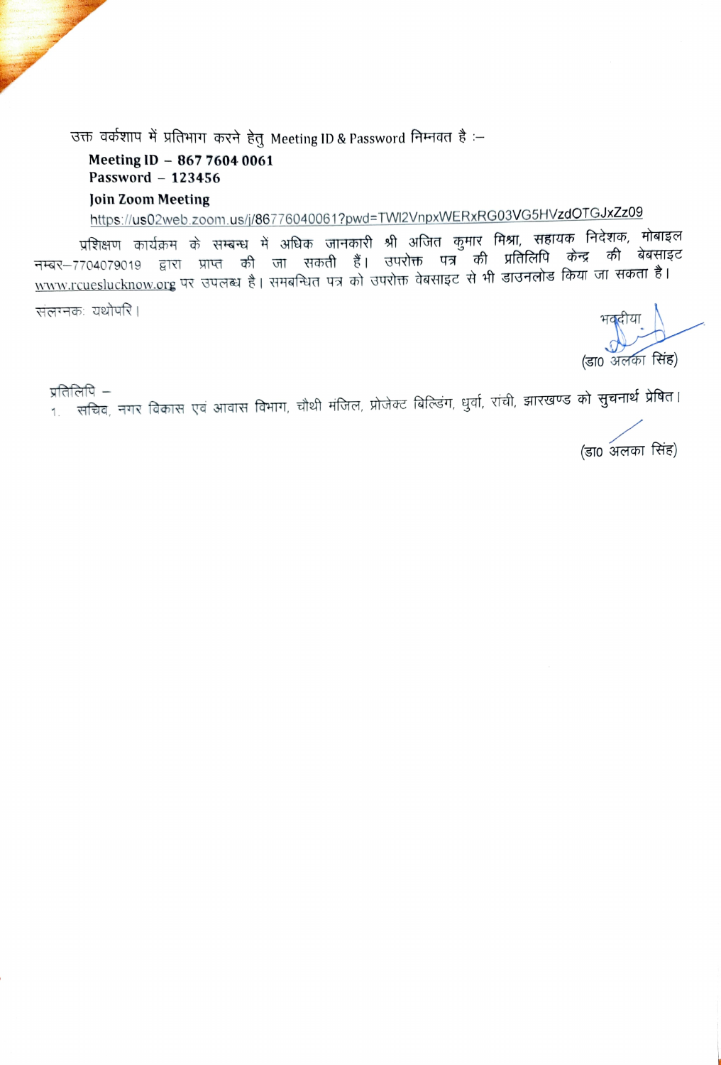उक्त वर्कशाप में प्रतिभाग करने हेतु Meeting ID & Password निम्नवत है :–

**Meeting ID – 867 7604 0061**
**Password – 123456**

**Join Zoom Meeting**

https://us02web.zoom.us/j/86776040061?pwd=TWI2VnpxWERxRG03VG5HVzdOTGJxZz09

प्रशिक्षण कार्यक्रम के सम्बन्ध में अधिक जानकारी श्री अजित कुमार मिश्रा, सहायक निदेशक, मोबाइल नम्बर–7704079019 द्वारा प्राप्त की जा सकती हैं। उपरोक्त पत्र की प्रतिलिपि केन्द्र की बेबसाइट www.rcueslucknow.org पर उपलब्ध है। समबन्धित पत्र को उपरोक्त वेबसाइट से भी डाउनलोड किया जा सकता है।

संलग्नक: यथोपरि।

भवदीया

(डा0 अलका सिंह)

प्रतिलिपि –

1. सचिव, नगर विकास एवं आवास विभाग, चौथी मंजिल, प्रोजेक्ट बिल्डिंग, धुर्वा, रांची, झारखण्ड को सुचनार्थ प्रेषित।

(डा0 अलका सिंह)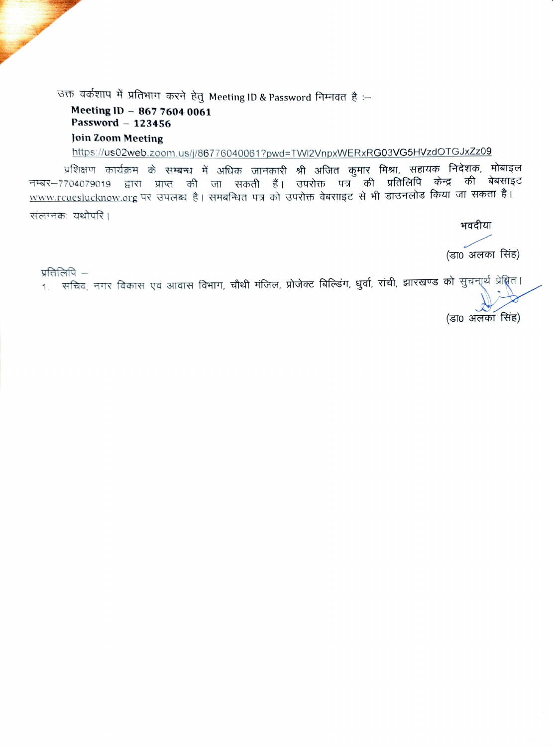उक्त वर्कशाप में प्रतिभाग करने हेतु Meeting ID & Password निम्नवत है :–

**Meeting ID – 867 7604 0061**
**Password – 123456**

**Join Zoom Meeting**

https://us02web.zoom.us/j/86776040061?pwd=TWl2VnpxWERxRG03VG5HVzdOTGJxZz09

प्रशिक्षण कार्यक्रम के सम्बन्ध में अधिक जानकारी श्री अजित कुमार मिश्रा, सहायक निदेशक, मोबाइल नम्बर–7704079019 द्वारा प्राप्त की जा सकती हैं। उपरोक्त पत्र की प्रतिलिपि केन्द्र की बेबसाइट www.rcueslucknow.org पर उपलब्ध है। समबन्धित पत्र को उपरोक्त वेबसाइट से भी डाउनलोड किया जा सकता है।

संलग्नक: यथोपरि।

भवदीया

(डा0 अलका सिंह)

प्रतिलिपि –

1. सचिव, नगर विकास एवं आवास विभाग, चौथी मंजिल, प्रोजेक्ट बिल्डिंग, धुर्वा, रांची, झारखण्ड को सुचनार्थ प्रेषित।

(डा0 अलका सिंह)